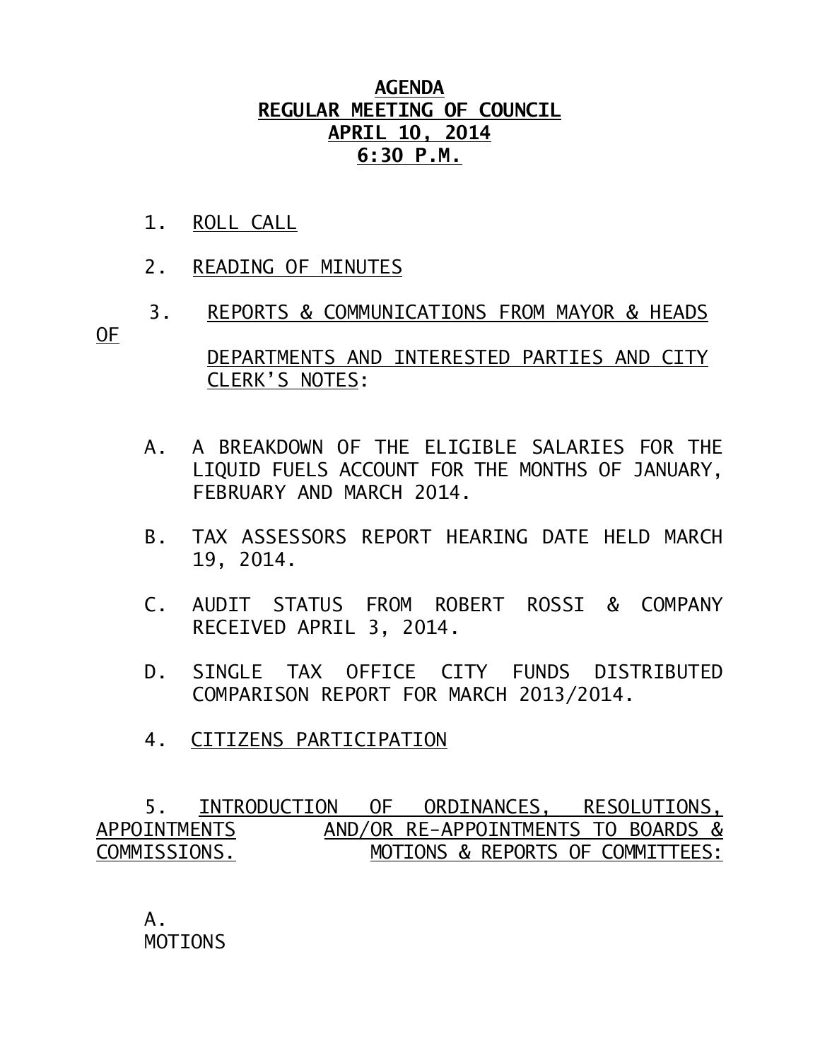# AGENDA
# REGULAR MEETING OF COUNCIL
# APRIL 10, 2014
# 6:30 P.M.

1. ROLL CALL

2. READING OF MINUTES

3. REPORTS & COMMUNICATIONS FROM MAYOR & HEADS OF DEPARTMENTS AND INTERESTED PARTIES AND CITY CLERK'S NOTES:

   A. A BREAKDOWN OF THE ELIGIBLE SALARIES FOR THE LIQUID FUELS ACCOUNT FOR THE MONTHS OF JANUARY, FEBRUARY AND MARCH 2014.

   B. TAX ASSESSORS REPORT HEARING DATE HELD MARCH 19, 2014.

   C. AUDIT STATUS FROM ROBERT ROSSI & COMPANY RECEIVED APRIL 3, 2014.

   D. SINGLE TAX OFFICE CITY FUNDS DISTRIBUTED COMPARISON REPORT FOR MARCH 2013/2014.

4. CITIZENS PARTICIPATION

5. INTRODUCTION OF ORDINANCES, RESOLUTIONS, APPOINTMENTS AND/OR RE-APPOINTMENTS TO BOARDS & COMMISSIONS. MOTIONS & REPORTS OF COMMITTEES:

   A. MOTIONS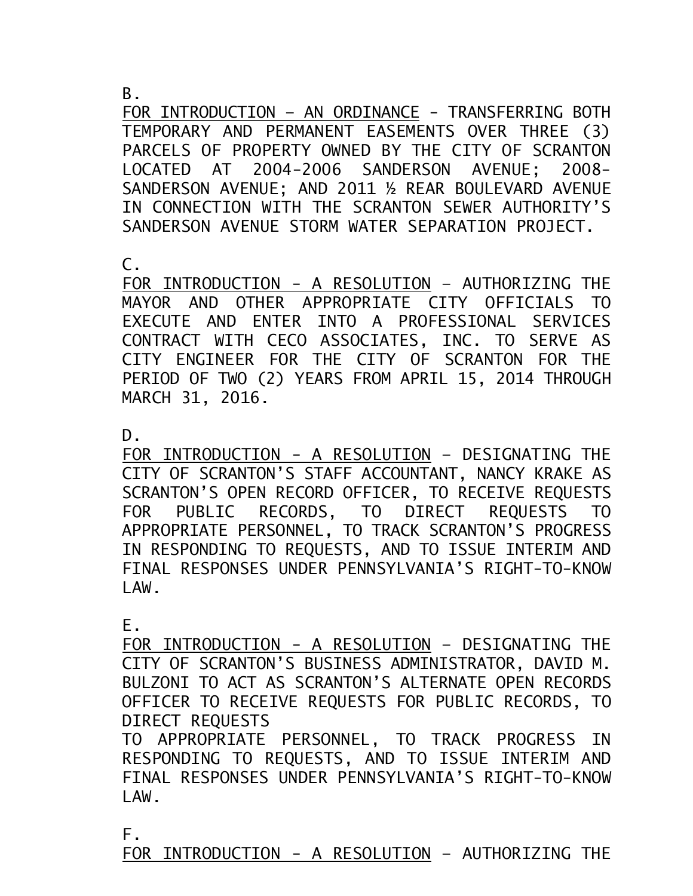B.

<u>FOR INTRODUCTION – AN ORDINANCE</u> - TRANSFERRING BOTH TEMPORARY AND PERMANENT EASEMENTS OVER THREE (3) PARCELS OF PROPERTY OWNED BY THE CITY OF SCRANTON LOCATED AT 2004-2006 SANDERSON AVENUE; 2008-SANDERSON AVENUE; AND 2011 ½ REAR BOULEVARD AVENUE IN CONNECTION WITH THE SCRANTON SEWER AUTHORITY'S SANDERSON AVENUE STORM WATER SEPARATION PROJECT.

C.

<u>FOR INTRODUCTION - A RESOLUTION</u> – AUTHORIZING THE MAYOR AND OTHER APPROPRIATE CITY OFFICIALS TO EXECUTE AND ENTER INTO A PROFESSIONAL SERVICES CONTRACT WITH CECO ASSOCIATES, INC. TO SERVE AS CITY ENGINEER FOR THE CITY OF SCRANTON FOR THE PERIOD OF TWO (2) YEARS FROM APRIL 15, 2014 THROUGH MARCH 31, 2016.

D.

<u>FOR INTRODUCTION - A RESOLUTION</u> – DESIGNATING THE CITY OF SCRANTON'S STAFF ACCOUNTANT, NANCY KRAKE AS SCRANTON'S OPEN RECORD OFFICER, TO RECEIVE REQUESTS FOR PUBLIC RECORDS, TO DIRECT REQUESTS TO APPROPRIATE PERSONNEL, TO TRACK SCRANTON'S PROGRESS IN RESPONDING TO REQUESTS, AND TO ISSUE INTERIM AND FINAL RESPONSES UNDER PENNSYLVANIA'S RIGHT-TO-KNOW LAW.

E.

<u>FOR INTRODUCTION - A RESOLUTION</u> – DESIGNATING THE CITY OF SCRANTON'S BUSINESS ADMINISTRATOR, DAVID M. BULZONI TO ACT AS SCRANTON'S ALTERNATE OPEN RECORDS OFFICER TO RECEIVE REQUESTS FOR PUBLIC RECORDS, TO DIRECT REQUESTS
TO APPROPRIATE PERSONNEL, TO TRACK PROGRESS IN RESPONDING TO REQUESTS, AND TO ISSUE INTERIM AND FINAL RESPONSES UNDER PENNSYLVANIA'S RIGHT-TO-KNOW LAW.

F.

<u>FOR INTRODUCTION - A RESOLUTION</u> – AUTHORIZING THE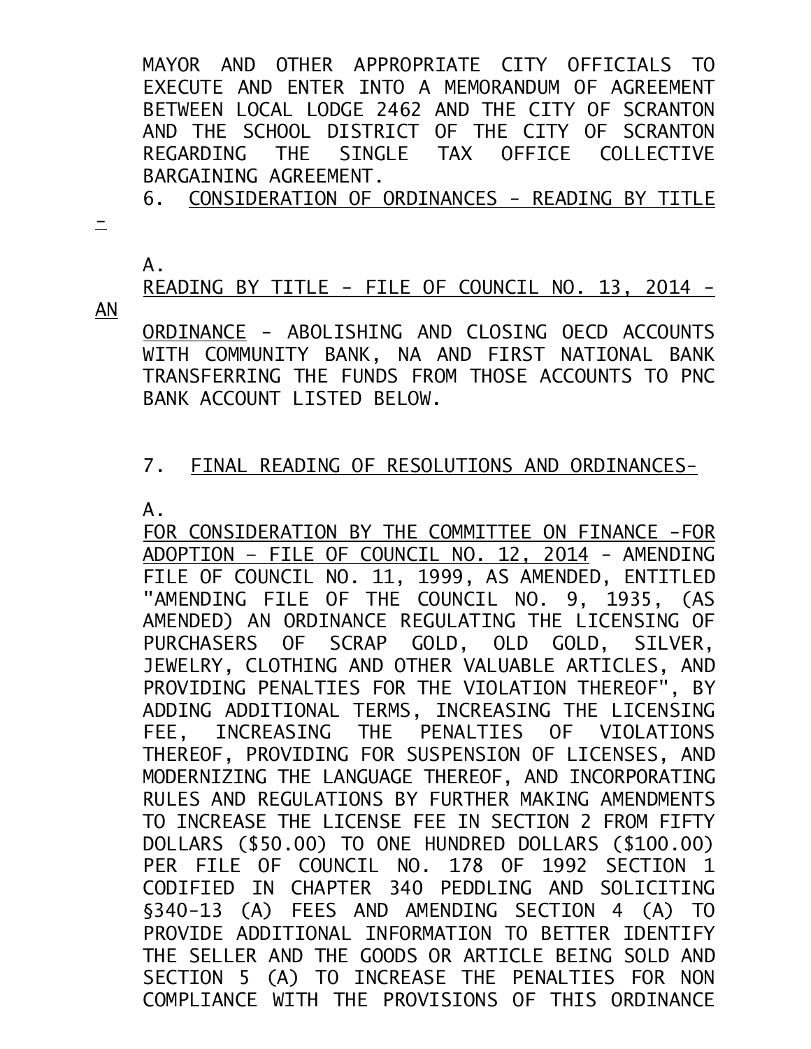MAYOR AND OTHER APPROPRIATE CITY OFFICIALS TO EXECUTE AND ENTER INTO A MEMORANDUM OF AGREEMENT BETWEEN LOCAL LODGE 2462 AND THE CITY OF SCRANTON AND THE SCHOOL DISTRICT OF THE CITY OF SCRANTON REGARDING THE SINGLE TAX OFFICE COLLECTIVE BARGAINING AGREEMENT.

6. CONSIDERATION OF ORDINANCES - READING BY TITLE -

A.

READING BY TITLE - FILE OF COUNCIL NO. 13, 2014 - AN ORDINANCE - ABOLISHING AND CLOSING OECD ACCOUNTS WITH COMMUNITY BANK, NA AND FIRST NATIONAL BANK TRANSFERRING THE FUNDS FROM THOSE ACCOUNTS TO PNC BANK ACCOUNT LISTED BELOW.

7. FINAL READING OF RESOLUTIONS AND ORDINANCES-

A.

FOR CONSIDERATION BY THE COMMITTEE ON FINANCE -FOR ADOPTION – FILE OF COUNCIL NO. 12, 2014 - AMENDING FILE OF COUNCIL NO. 11, 1999, AS AMENDED, ENTITLED "AMENDING FILE OF THE COUNCIL NO. 9, 1935, (AS AMENDED) AN ORDINANCE REGULATING THE LICENSING OF PURCHASERS OF SCRAP GOLD, OLD GOLD, SILVER, JEWELRY, CLOTHING AND OTHER VALUABLE ARTICLES, AND PROVIDING PENALTIES FOR THE VIOLATION THEREOF", BY ADDING ADDITIONAL TERMS, INCREASING THE LICENSING FEE, INCREASING THE PENALTIES OF VIOLATIONS THEREOF, PROVIDING FOR SUSPENSION OF LICENSES, AND MODERNIZING THE LANGUAGE THEREOF, AND INCORPORATING RULES AND REGULATIONS BY FURTHER MAKING AMENDMENTS TO INCREASE THE LICENSE FEE IN SECTION 2 FROM FIFTY DOLLARS ($50.00) TO ONE HUNDRED DOLLARS ($100.00) PER FILE OF COUNCIL NO. 178 OF 1992 SECTION 1 CODIFIED IN CHAPTER 340 PEDDLING AND SOLICITING §340-13 (A) FEES AND AMENDING SECTION 4 (A) TO PROVIDE ADDITIONAL INFORMATION TO BETTER IDENTIFY THE SELLER AND THE GOODS OR ARTICLE BEING SOLD AND SECTION 5 (A) TO INCREASE THE PENALTIES FOR NON COMPLIANCE WITH THE PROVISIONS OF THIS ORDINANCE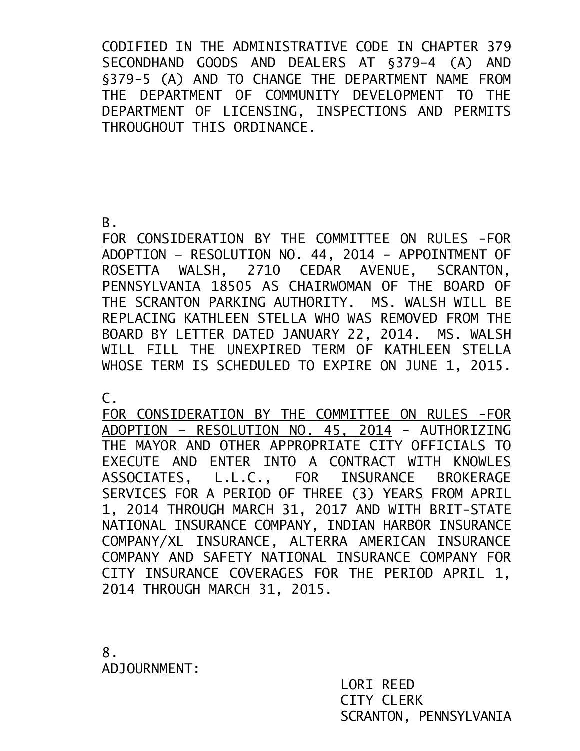CODIFIED IN THE ADMINISTRATIVE CODE IN CHAPTER 379 SECONDHAND GOODS AND DEALERS AT §379-4 (A) AND §379-5 (A) AND TO CHANGE THE DEPARTMENT NAME FROM THE DEPARTMENT OF COMMUNITY DEVELOPMENT TO THE DEPARTMENT OF LICENSING, INSPECTIONS AND PERMITS THROUGHOUT THIS ORDINANCE.

B.
<u>FOR CONSIDERATION BY THE COMMITTEE ON RULES -FOR ADOPTION – RESOLUTION NO. 44, 2014</u> - APPOINTMENT OF ROSETTA WALSH, 2710 CEDAR AVENUE, SCRANTON, PENNSYLVANIA 18505 AS CHAIRWOMAN OF THE BOARD OF THE SCRANTON PARKING AUTHORITY. MS. WALSH WILL BE REPLACING KATHLEEN STELLA WHO WAS REMOVED FROM THE BOARD BY LETTER DATED JANUARY 22, 2014. MS. WALSH WILL FILL THE UNEXPIRED TERM OF KATHLEEN STELLA WHOSE TERM IS SCHEDULED TO EXPIRE ON JUNE 1, 2015.

C.
<u>FOR CONSIDERATION BY THE COMMITTEE ON RULES -FOR ADOPTION – RESOLUTION NO. 45, 2014</u> - AUTHORIZING THE MAYOR AND OTHER APPROPRIATE CITY OFFICIALS TO EXECUTE AND ENTER INTO A CONTRACT WITH KNOWLES ASSOCIATES, L.L.C., FOR INSURANCE BROKERAGE SERVICES FOR A PERIOD OF THREE (3) YEARS FROM APRIL 1, 2014 THROUGH MARCH 31, 2017 AND WITH BRIT-STATE NATIONAL INSURANCE COMPANY, INDIAN HARBOR INSURANCE COMPANY/XL INSURANCE, ALTERRA AMERICAN INSURANCE COMPANY AND SAFETY NATIONAL INSURANCE COMPANY FOR CITY INSURANCE COVERAGES FOR THE PERIOD APRIL 1, 2014 THROUGH MARCH 31, 2015.

8.
<u>ADJOURNMENT</u>:

LORI REED
CITY CLERK
SCRANTON, PENNSYLVANIA